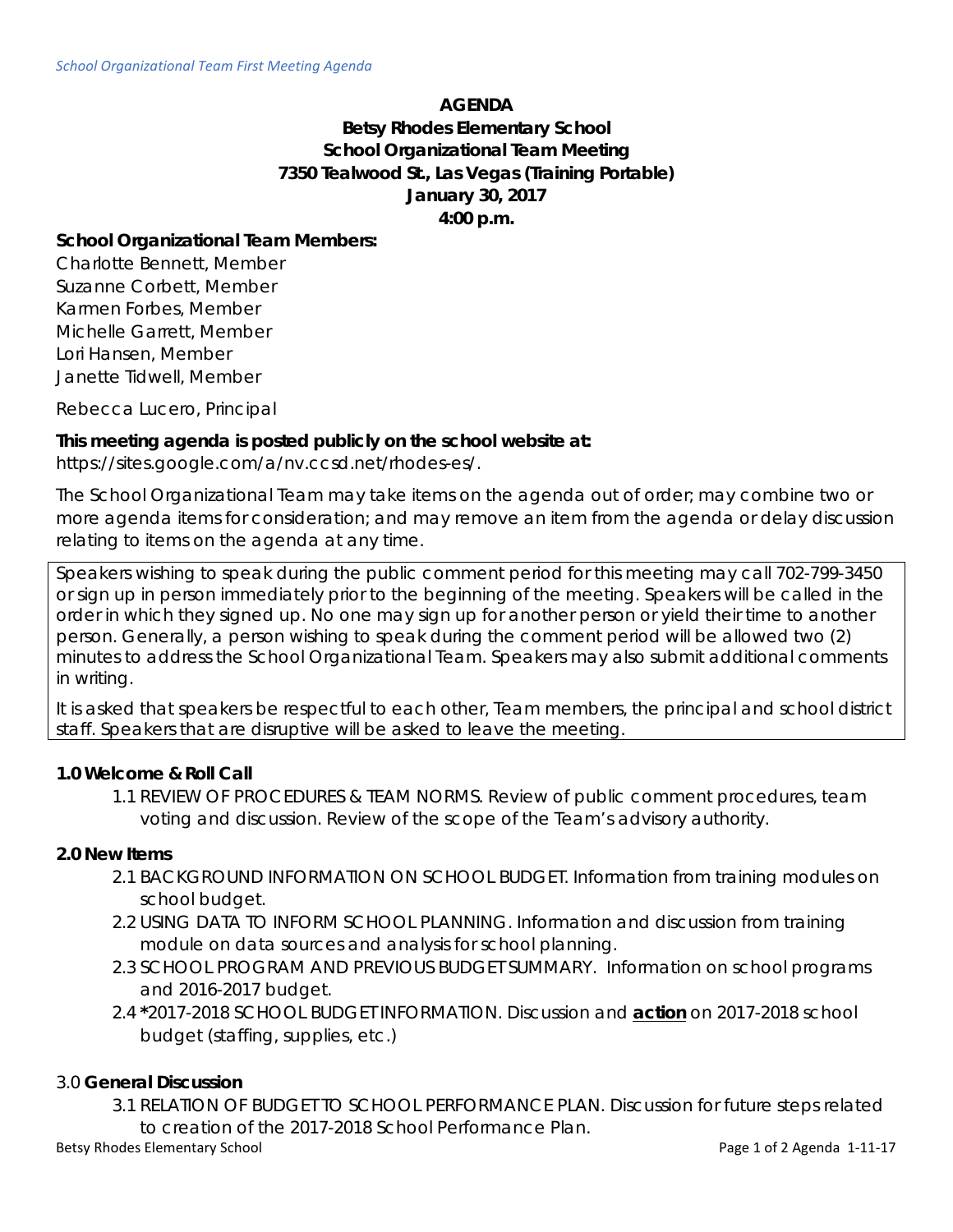**AGENDA**
**Betsy Rhodes Elementary School**
**School Organizational Team Meeting**
**7350 Tealwood St., Las Vegas (Training Portable)**
**January 30, 2017**
**4:00 p.m.**

**School Organizational Team Members:**

Charlotte Bennett, Member
Suzanne Corbett, Member
Karmen Forbes, Member
Michelle Garrett, Member
Lori Hansen, Member
Janette Tidwell, Member

Rebecca Lucero, Principal

**This meeting agenda is posted publicly on the school website at:**
https://sites.google.com/a/nv.ccsd.net/rhodes-es/.

The School Organizational Team may take items on the agenda out of order; may combine two or more agenda items for consideration; and may remove an item from the agenda or delay discussion relating to items on the agenda at any time.

Speakers wishing to speak during the public comment period for this meeting may call 702-799-3450 or sign up in person immediately prior to the beginning of the meeting. Speakers will be called in the order in which they signed up. No one may sign up for another person or yield their time to another person. Generally, a person wishing to speak during the comment period will be allowed two (2) minutes to address the School Organizational Team. Speakers may also submit additional comments in writing.

It is asked that speakers be respectful to each other, Team members, the principal and school district staff. Speakers that are disruptive will be asked to leave the meeting.

**1.0 Welcome & Roll Call**

1.1 REVIEW OF PROCEDURES & TEAM NORMS. Review of public comment procedures, team voting and discussion. Review of the scope of the Team's advisory authority.

**2.0 New Items**

2.1 BACKGROUND INFORMATION ON SCHOOL BUDGET. Information from training modules on school budget.

2.2 USING DATA TO INFORM SCHOOL PLANNING. Information and discussion from training module on data sources and analysis for school planning.

2.3 SCHOOL PROGRAM AND PREVIOUS BUDGET SUMMARY. Information on school programs and 2016-2017 budget.

2.4 *2017-2018 SCHOOL BUDGET INFORMATION. Discussion and **action** on 2017-2018 school budget (staffing, supplies, etc.)

3.0 **General Discussion**

3.1 RELATION OF BUDGET TO SCHOOL PERFORMANCE PLAN. Discussion for future steps related to creation of the 2017-2018 School Performance Plan.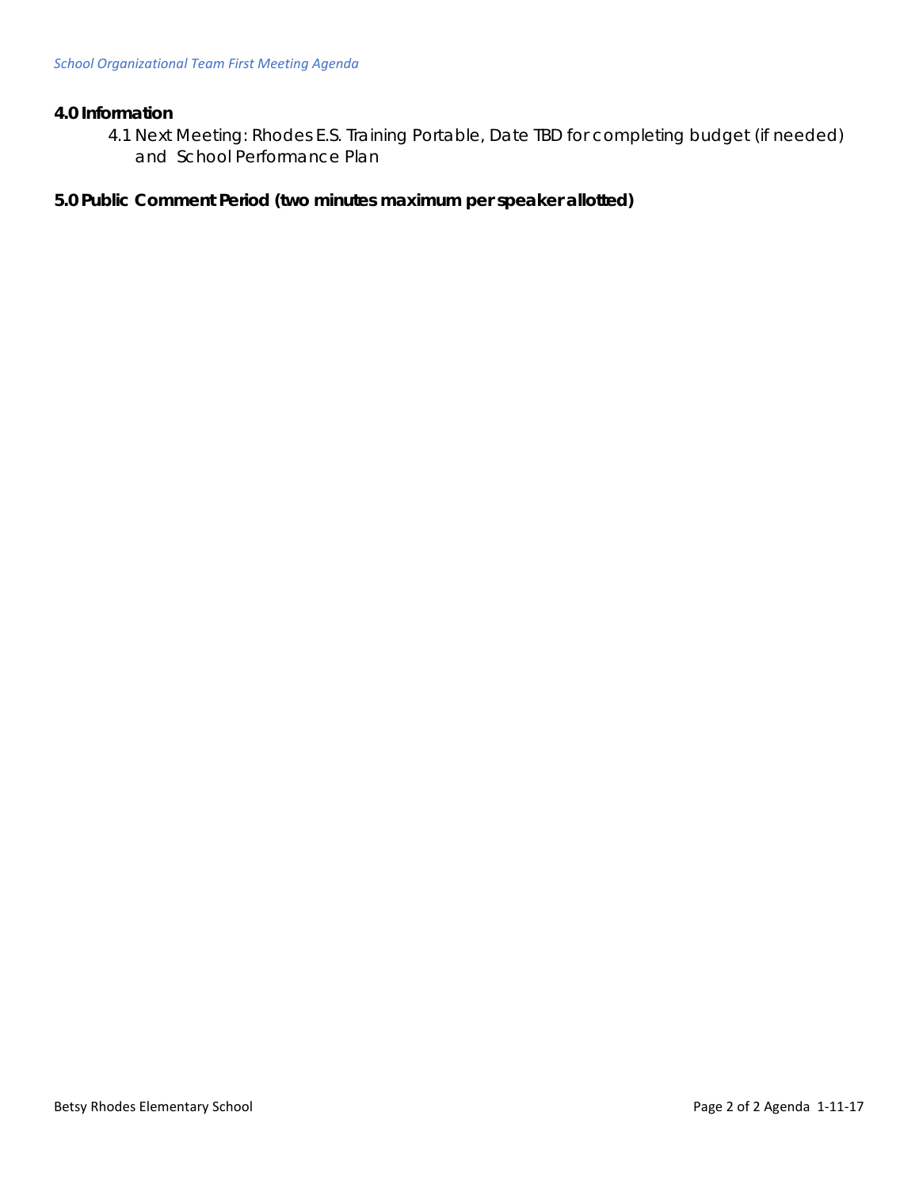**4.0 Information**

4.1 Next Meeting: Rhodes E.S. Training Portable, Date TBD for completing budget (if needed) and School Performance Plan

**5.0 Public Comment Period (two minutes maximum per speaker allotted)**